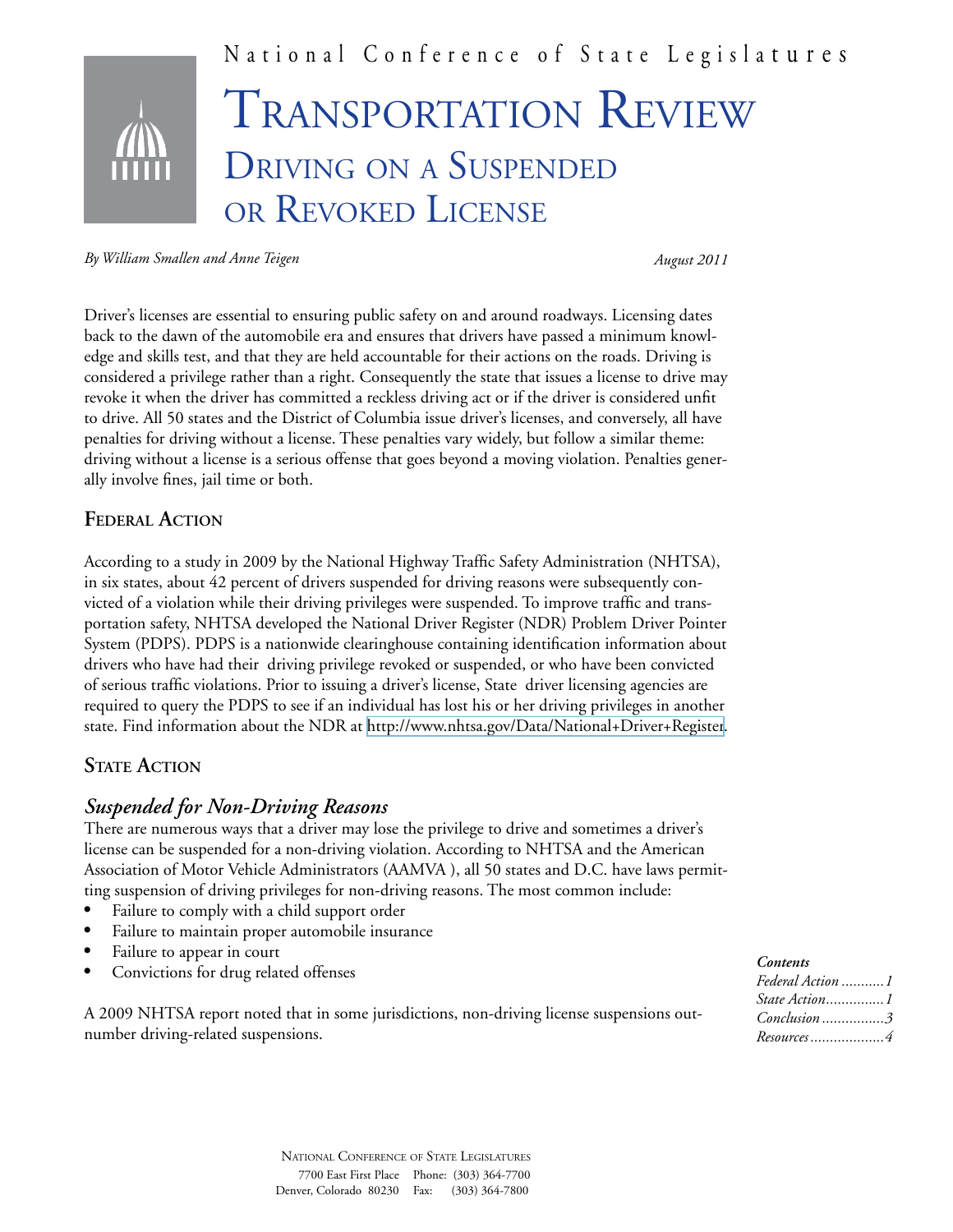National Conference of State Legislatures

# Transportation Review

## Driving on a Suspended or Revoked License

*By William Smallen and Anne Teigen*

*August 2011*

Driver's licenses are essential to ensuring public safety on and around roadways. Licensing dates back to the dawn of the automobile era and ensures that drivers have passed a minimum knowledge and skills test, and that they are held accountable for their actions on the roads. Driving is considered a privilege rather than a right. Consequently the state that issues a license to drive may revoke it when the driver has committed a reckless driving act or if the driver is considered unfit to drive. All 50 states and the District of Columbia issue driver's licenses, and conversely, all have penalties for driving without a license. These penalties vary widely, but follow a similar theme: driving without a license is a serious offense that goes beyond a moving violation. Penalties generally involve fines, jail time or both.

### Federal Action

According to a study in 2009 by the National Highway Traffic Safety Administration (NHTSA), in six states, about 42 percent of drivers suspended for driving reasons were subsequently convicted of a violation while their driving privileges were suspended. To improve traffic and transportation safety, NHTSA developed the National Driver Register (NDR) Problem Driver Pointer System (PDPS). PDPS is a nationwide clearinghouse containing identification information about drivers who have had their driving privilege revoked or suspended, or who have been convicted of serious traffic violations. Prior to issuing a driver's license, State driver licensing agencies are required to query the PDPS to see if an individual has lost his or her driving privileges in another state. Find information about the NDR at http://www.nhtsa.gov/Data/National+Driver+Register.

### State Action

#### *Suspended for Non-Driving Reasons*

There are numerous ways that a driver may lose the privilege to drive and sometimes a driver's license can be suspended for a non-driving violation. According to NHTSA and the American Association of Motor Vehicle Administrators (AAMVA ), all 50 states and D.C. have laws permitting suspension of driving privileges for non-driving reasons. The most common include:

- Failure to comply with a child support order
- Failure to maintain proper automobile insurance
- Failure to appear in court
- Convictions for drug related offenses

A 2009 NHTSA report noted that in some jurisdictions, non-driving license suspensions outnumber driving-related suspensions.

***Contents***

*Federal Action ........... 1*
*State Action ............... 1*
*Conclusion ................ 3*
*Resources .................. 4*

National Conference of State Legislatures
7700 East First Place Phone: (303) 364-7700
Denver, Colorado 80230 Fax: (303) 364-7800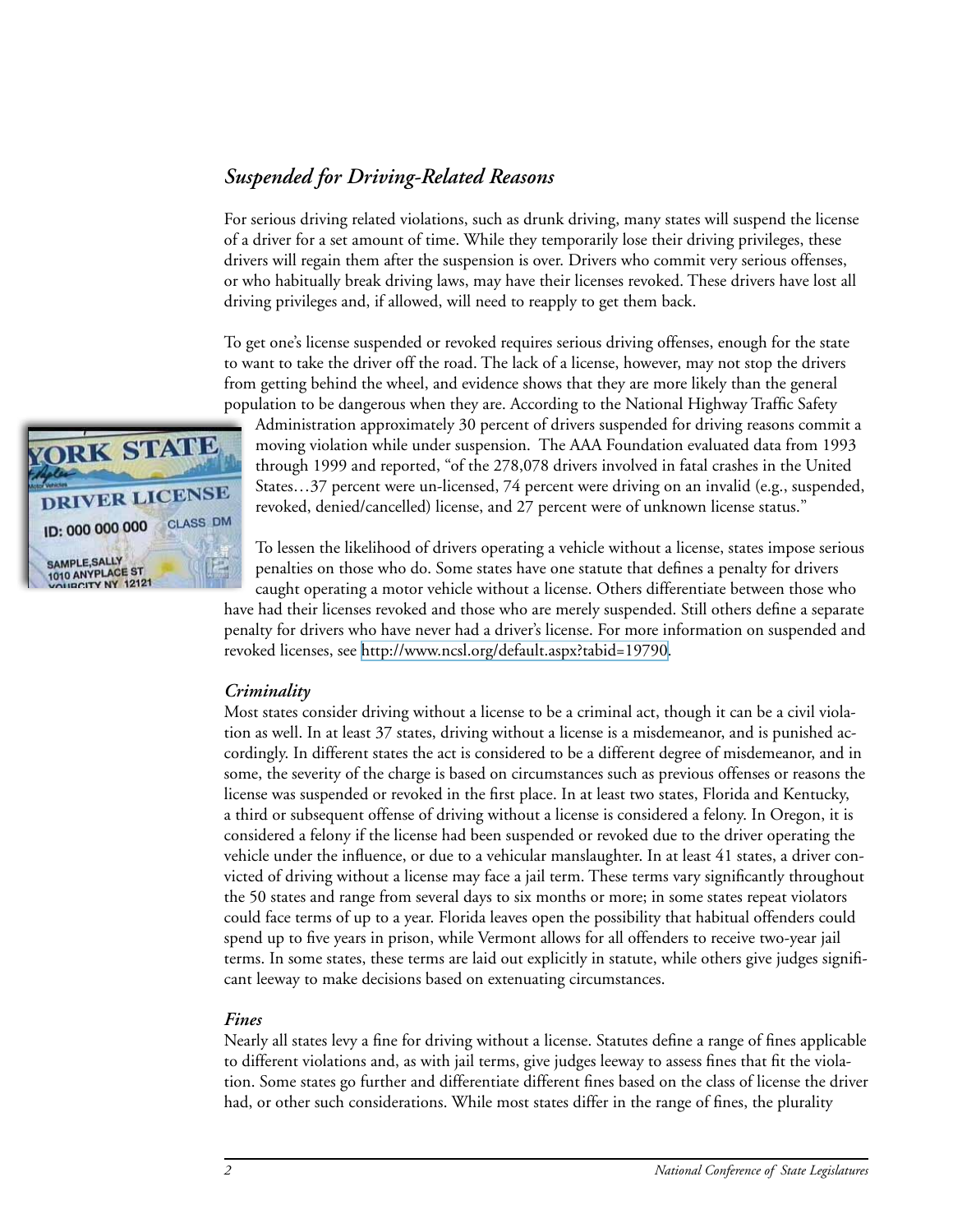## *Suspended for Driving-Related Reasons*

For serious driving related violations, such as drunk driving, many states will suspend the license of a driver for a set amount of time. While they temporarily lose their driving privileges, these drivers will regain them after the suspension is over. Drivers who commit very serious offenses, or who habitually break driving laws, may have their licenses revoked. These drivers have lost all driving privileges and, if allowed, will need to reapply to get them back.

To get one's license suspended or revoked requires serious driving offenses, enough for the state to want to take the driver off the road. The lack of a license, however, may not stop the drivers from getting behind the wheel, and evidence shows that they are more likely than the general population to be dangerous when they are. According to the National Highway Traffic Safety Administration approximately 30 percent of drivers suspended for driving reasons commit a moving violation while under suspension. The AAA Foundation evaluated data from 1993 through 1999 and reported, "of the 278,078 drivers involved in fatal crashes in the United States…37 percent were un-licensed, 74 percent were driving on an invalid (e.g., suspended, revoked, denied/cancelled) license, and 27 percent were of unknown license status."

To lessen the likelihood of drivers operating a vehicle without a license, states impose serious penalties on those who do. Some states have one statute that defines a penalty for drivers caught operating a motor vehicle without a license. Others differentiate between those who have had their licenses revoked and those who are merely suspended. Still others define a separate penalty for drivers who have never had a driver's license. For more information on suspended and revoked licenses, see http://www.ncsl.org/default.aspx?tabid=19790.

### *Criminality*

Most states consider driving without a license to be a criminal act, though it can be a civil violation as well. In at least 37 states, driving without a license is a misdemeanor, and is punished accordingly. In different states the act is considered to be a different degree of misdemeanor, and in some, the severity of the charge is based on circumstances such as previous offenses or reasons the license was suspended or revoked in the first place. In at least two states, Florida and Kentucky, a third or subsequent offense of driving without a license is considered a felony. In Oregon, it is considered a felony if the license had been suspended or revoked due to the driver operating the vehicle under the influence, or due to a vehicular manslaughter. In at least 41 states, a driver convicted of driving without a license may face a jail term. These terms vary significantly throughout the 50 states and range from several days to six months or more; in some states repeat violators could face terms of up to a year. Florida leaves open the possibility that habitual offenders could spend up to five years in prison, while Vermont allows for all offenders to receive two-year jail terms. In some states, these terms are laid out explicitly in statute, while others give judges significant leeway to make decisions based on extenuating circumstances.

### *Fines*

Nearly all states levy a fine for driving without a license. Statutes define a range of fines applicable to different violations and, as with jail terms, give judges leeway to assess fines that fit the violation. Some states go further and differentiate different fines based on the class of license the driver had, or other such considerations. While most states differ in the range of fines, the plurality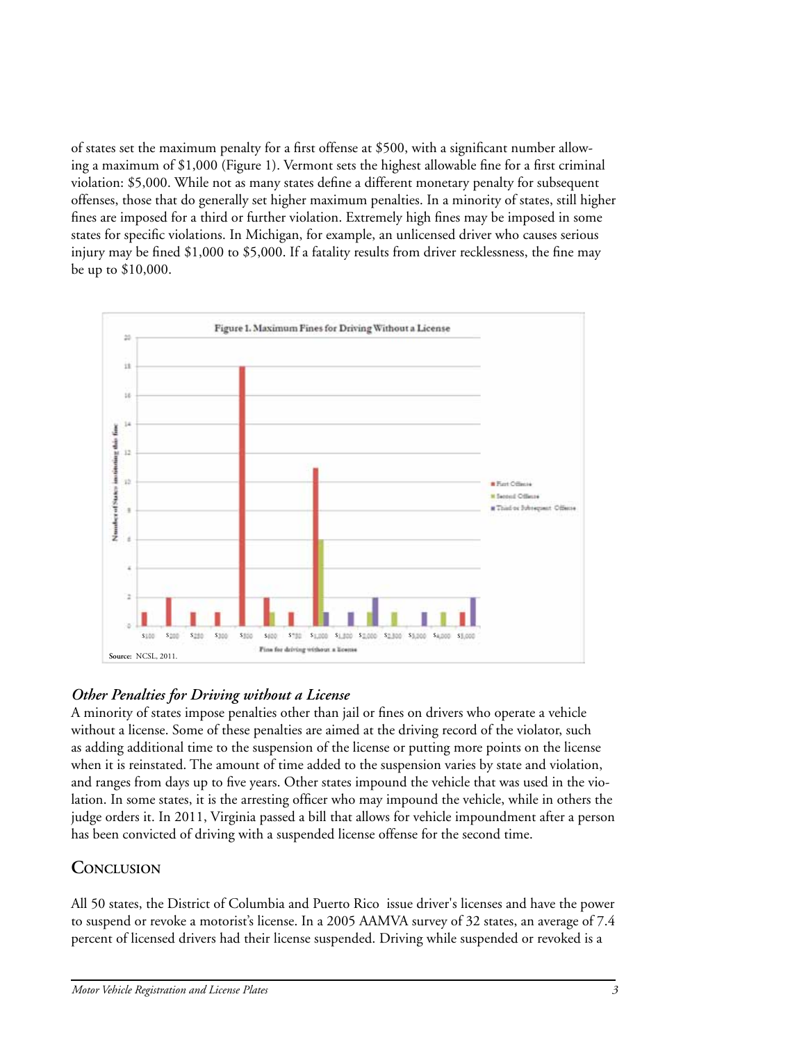of states set the maximum penalty for a first offense at $500, with a significant number allowing a maximum of $1,000 (Figure 1). Vermont sets the highest allowable fine for a first criminal violation: $5,000. While not as many states define a different monetary penalty for subsequent offenses, those that do generally set higher maximum penalties. In a minority of states, still higher fines are imposed for a third or further violation. Extremely high fines may be imposed in some states for specific violations. In Michigan, for example, an unlicensed driver who causes serious injury may be fined $1,000 to $5,000. If a fatality results from driver recklessness, the fine may be up to $10,000.

Figure 1. Maximum Fines for Driving Without a License

Source: NCSL, 2011.

### *Other Penalties for Driving without a License*

A minority of states impose penalties other than jail or fines on drivers who operate a vehicle without a license. Some of these penalties are aimed at the driving record of the violator, such as adding additional time to the suspension of the license or putting more points on the license when it is reinstated. The amount of time added to the suspension varies by state and violation, and ranges from days up to five years. Other states impound the vehicle that was used in the violation. In some states, it is the arresting officer who may impound the vehicle, while in others the judge orders it. In 2011, Virginia passed a bill that allows for vehicle impoundment after a person has been convicted of driving with a suspended license offense for the second time.

## Conclusion

All 50 states, the District of Columbia and Puerto Rico issue driver's licenses and have the power to suspend or revoke a motorist's license. In a 2005 AAMVA survey of 32 states, an average of 7.4 percent of licensed drivers had their license suspended. Driving while suspended or revoked is a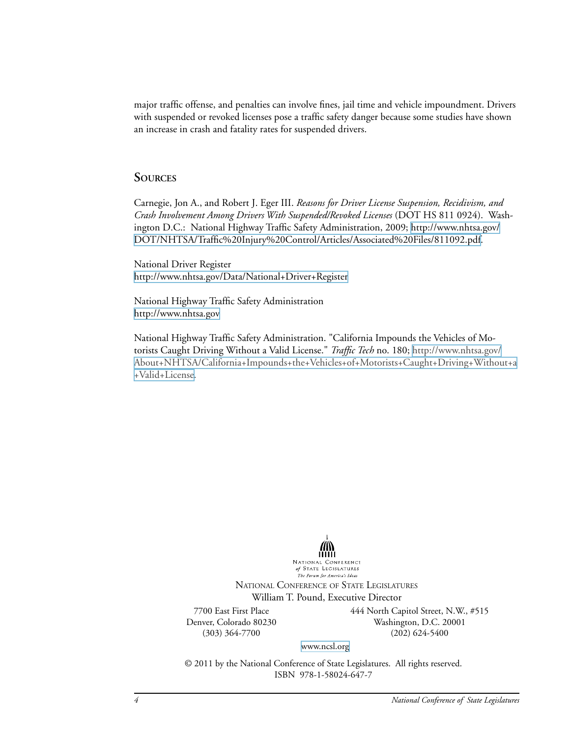major traffic offense, and penalties can involve fines, jail time and vehicle impoundment. Drivers with suspended or revoked licenses pose a traffic safety danger because some studies have shown an increase in crash and fatality rates for suspended drivers.

## Sources

Carnegie, Jon A., and Robert J. Eger III. *Reasons for Driver License Suspension, Recidivism, and Crash Involvement Among Drivers With Suspended/Revoked Licenses* (DOT HS 811 0924). Washington D.C.: National Highway Traffic Safety Administration, 2009; http://www.nhtsa.gov/DOT/NHTSA/Traffic%20Injury%20Control/Articles/Associated%20Files/811092.pdf.

National Driver Register
http://www.nhtsa.gov/Data/National+Driver+Register

National Highway Traffic Safety Administration
http://www.nhtsa.gov

National Highway Traffic Safety Administration. "California Impounds the Vehicles of Motorists Caught Driving Without a Valid License." *Traffic Tech* no. 180; http://www.nhtsa.gov/About+NHTSA/California+Impounds+the+Vehicles+of+Motorists+Caught+Driving+Without+a+Valid+License.

National Conference of State Legislatures
*The Forum for America's Ideas*

National Conference of State Legislatures
William T. Pound, Executive Director

7700 East First Place
Denver, Colorado 80230
(303) 364-7700

444 North Capitol Street, N.W., #515
Washington, D.C. 20001
(202) 624-5400

www.ncsl.org

© 2011 by the National Conference of State Legislatures. All rights reserved.
ISBN 978-1-58024-647-7